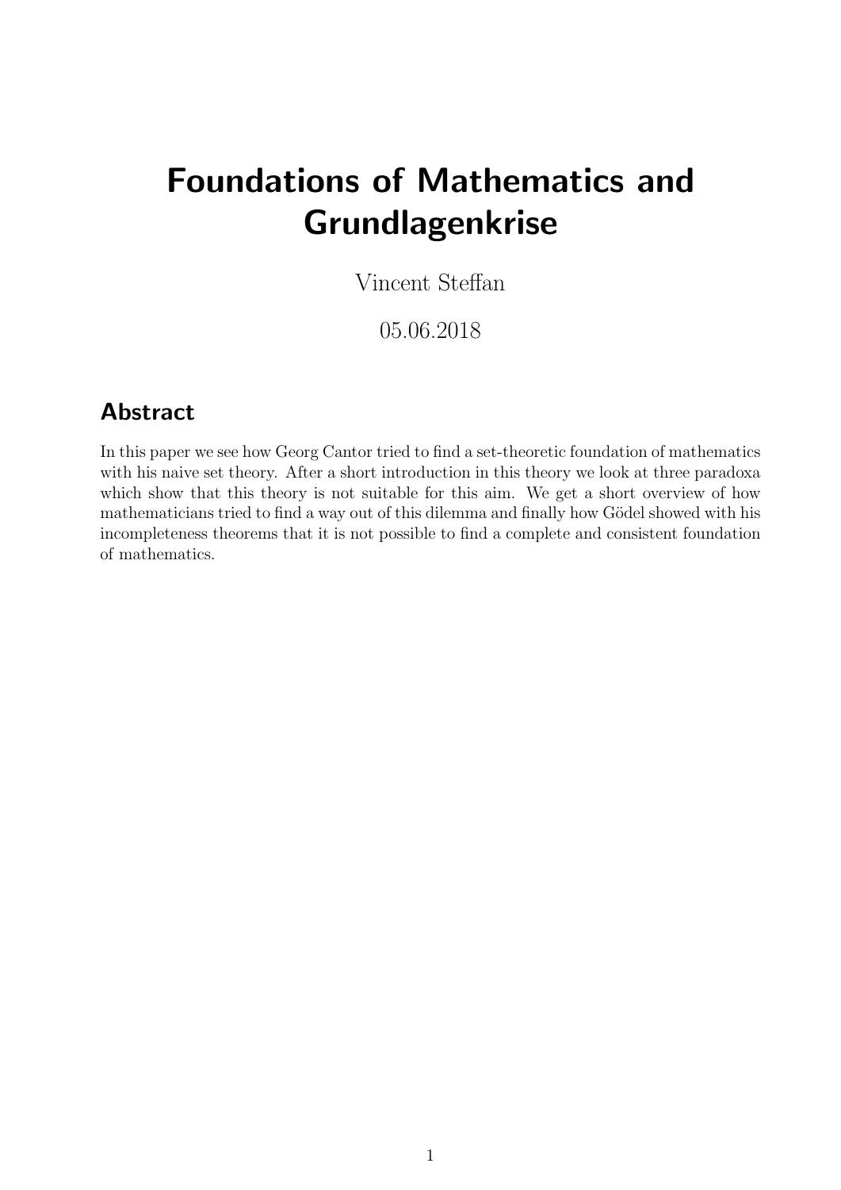# Foundations of Mathematics and Grundlagenkrise

Vincent Steffan

05.06.2018

## Abstract

In this paper we see how Georg Cantor tried to find a set-theoretic foundation of mathematics with his naive set theory. After a short introduction in this theory we look at three paradoxa which show that this theory is not suitable for this aim. We get a short overview of how mathematicians tried to find a way out of this dilemma and finally how Gödel showed with his incompleteness theorems that it is not possible to find a complete and consistent foundation of mathematics.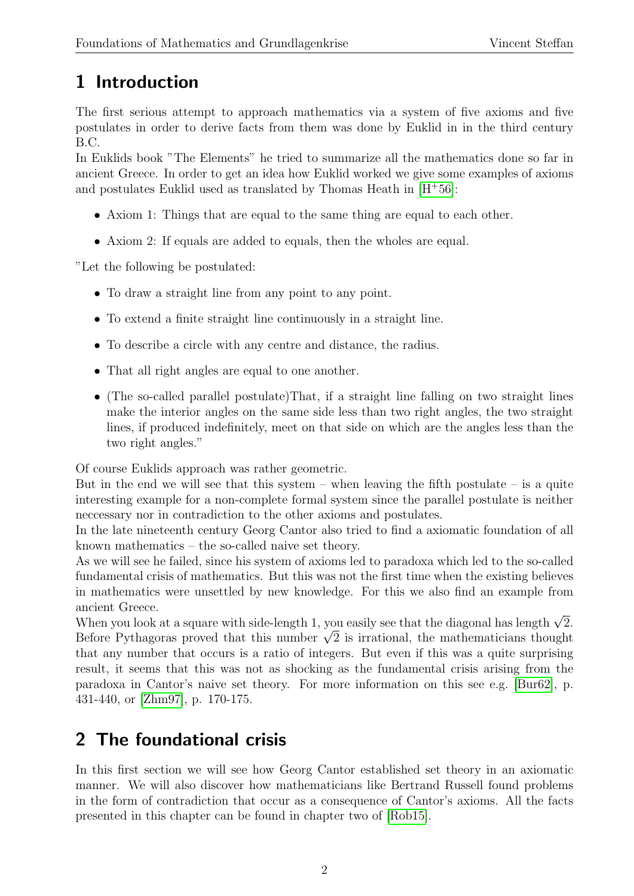# 1 Introduction

The first serious attempt to approach mathematics via a system of five axioms and five postulates in order to derive facts from them was done by Euklid in in the third century B.C.
In Euklids book "The Elements" he tried to summarize all the mathematics done so far in ancient Greece. In order to get an idea how Euklid worked we give some examples of axioms and postulates Euklid used as translated by Thomas Heath in [H+56]:

- Axiom 1: Things that are equal to the same thing are equal to each other.
- Axiom 2: If equals are added to equals, then the wholes are equal.

"Let the following be postulated:

- To draw a straight line from any point to any point.
- To extend a finite straight line continuously in a straight line.
- To describe a circle with any centre and distance, the radius.
- That all right angles are equal to one another.
- (The so-called parallel postulate)That, if a straight line falling on two straight lines make the interior angles on the same side less than two right angles, the two straight lines, if produced indefinitely, meet on that side on which are the angles less than the two right angles."

Of course Euklids approach was rather geometric.
But in the end we will see that this system – when leaving the fifth postulate – is a quite interesting example for a non-complete formal system since the parallel postulate is neither neccessary nor in contradiction to the other axioms and postulates.
In the late nineteenth century Georg Cantor also tried to find a axiomatic foundation of all known mathematics – the so-called naive set theory.
As we will see he failed, since his system of axioms led to paradoxa which led to the so-called fundamental crisis of mathematics. But this was not the first time when the existing believes in mathematics were unsettled by new knowledge. For this we also find an example from ancient Greece.
When you look at a square with side-length 1, you easily see that the diagonal has length $\sqrt{2}$. Before Pythagoras proved that this number $\sqrt{2}$ is irrational, the mathematicians thought that any number that occurs is a ratio of integers. But even if this was a quite surprising result, it seems that this was not as shocking as the fundamental crisis arising from the paradoxa in Cantor's naive set theory. For more information on this see e.g. [Bur62], p. 431-440, or [Zhm97], p. 170-175.

# 2 The foundational crisis

In this first section we will see how Georg Cantor established set theory in an axiomatic manner. We will also discover how mathematicians like Bertrand Russell found problems in the form of contradiction that occur as a consequence of Cantor's axioms. All the facts presented in this chapter can be found in chapter two of [Rob15].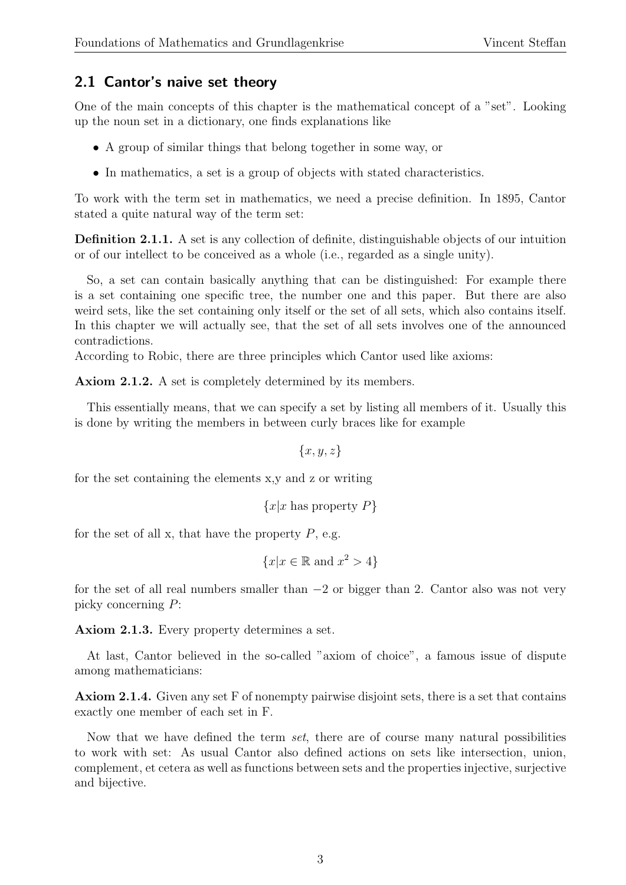## 2.1 Cantor's naive set theory

One of the main concepts of this chapter is the mathematical concept of a "set". Looking up the noun set in a dictionary, one finds explanations like

- A group of similar things that belong together in some way, or
- In mathematics, a set is a group of objects with stated characteristics.

To work with the term set in mathematics, we need a precise definition. In 1895, Cantor stated a quite natural way of the term set:

**Definition 2.1.1.** A set is any collection of definite, distinguishable objects of our intuition or of our intellect to be conceived as a whole (i.e., regarded as a single unity).

So, a set can contain basically anything that can be distinguished: For example there is a set containing one specific tree, the number one and this paper. But there are also weird sets, like the set containing only itself or the set of all sets, which also contains itself. In this chapter we will actually see, that the set of all sets involves one of the announced contradictions.
According to Robic, there are three principles which Cantor used like axioms:

**Axiom 2.1.2.** A set is completely determined by its members.

This essentially means, that we can specify a set by listing all members of it. Usually this is done by writing the members in between curly braces like for example

$$\{x, y, z\}$$

for the set containing the elements x,y and z or writing

$$\{x|x \text{ has property } P\}$$

for the set of all x, that have the property $P$, e.g.

$$\{x|x \in \mathbb{R} \text{ and } x^2 > 4\}$$

for the set of all real numbers smaller than $-2$ or bigger than 2. Cantor also was not very picky concerning $P$:

**Axiom 2.1.3.** Every property determines a set.

At last, Cantor believed in the so-called "axiom of choice", a famous issue of dispute among mathematicians:

**Axiom 2.1.4.** Given any set F of nonempty pairwise disjoint sets, there is a set that contains exactly one member of each set in F.

Now that we have defined the term *set*, there are of course many natural possibilities to work with set: As usual Cantor also defined actions on sets like intersection, union, complement, et cetera as well as functions between sets and the properties injective, surjective and bijective.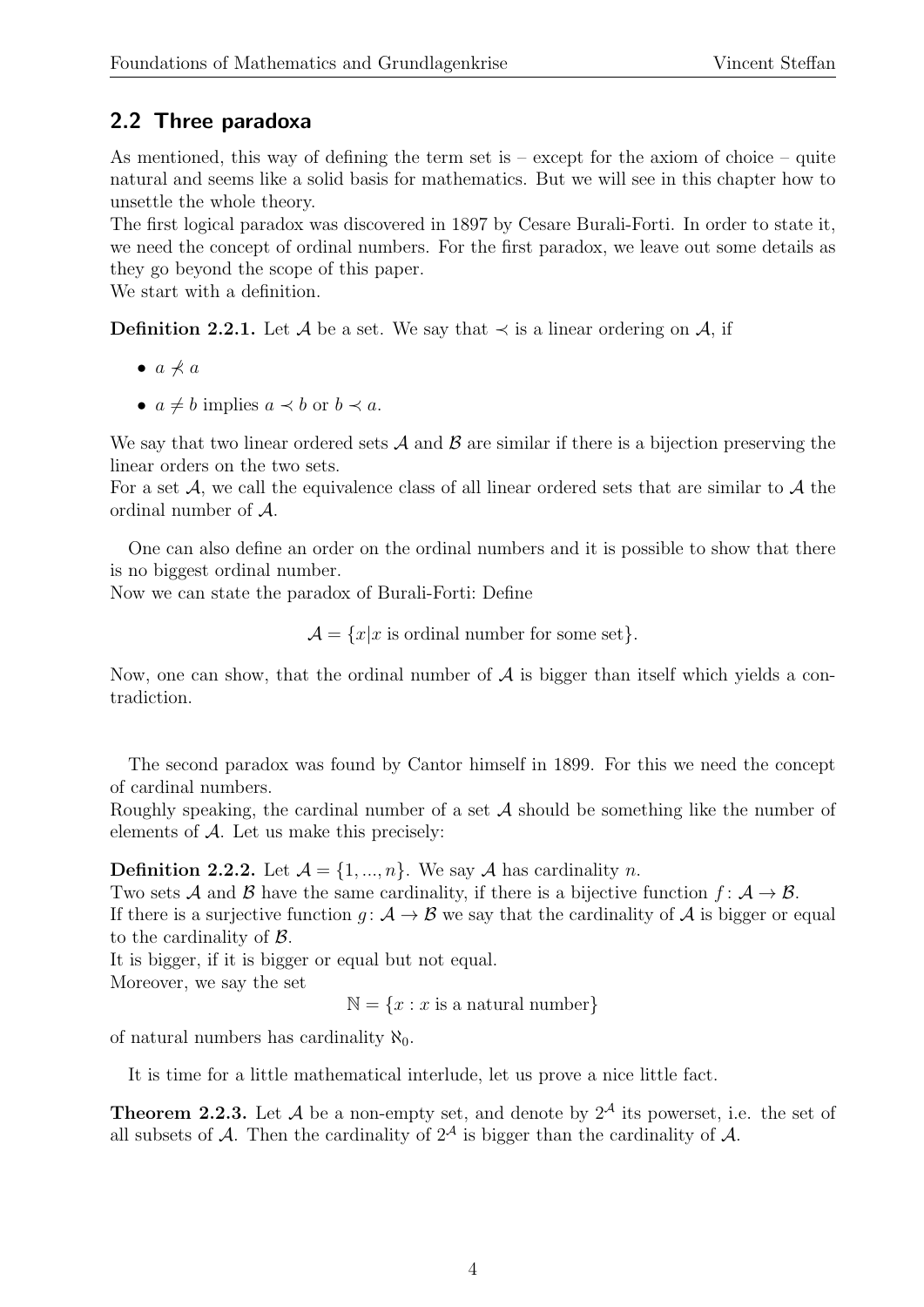## 2.2 Three paradoxa

As mentioned, this way of defining the term set is – except for the axiom of choice – quite natural and seems like a solid basis for mathematics. But we will see in this chapter how to unsettle the whole theory.
The first logical paradox was discovered in 1897 by Cesare Burali-Forti. In order to state it, we need the concept of ordinal numbers. For the first paradox, we leave out some details as they go beyond the scope of this paper.
We start with a definition.

**Definition 2.2.1.** Let $\mathcal{A}$ be a set. We say that $\prec$ is a linear ordering on $\mathcal{A}$, if

- $a \not\prec a$
- $a \neq b$ implies $a \prec b$ or $b \prec a$.

We say that two linear ordered sets $\mathcal{A}$ and $\mathcal{B}$ are similar if there is a bijection preserving the linear orders on the two sets.
For a set $\mathcal{A}$, we call the equivalence class of all linear ordered sets that are similar to $\mathcal{A}$ the ordinal number of $\mathcal{A}$.

One can also define an order on the ordinal numbers and it is possible to show that there is no biggest ordinal number.
Now we can state the paradox of Burali-Forti: Define

$$\mathcal{A} = \{x | x \text{ is ordinal number for some set}\}.$$

Now, one can show, that the ordinal number of $\mathcal{A}$ is bigger than itself which yields a contradiction.

The second paradox was found by Cantor himself in 1899. For this we need the concept of cardinal numbers.
Roughly speaking, the cardinal number of a set $\mathcal{A}$ should be something like the number of elements of $\mathcal{A}$. Let us make this precisely:

**Definition 2.2.2.** Let $\mathcal{A} = \{1, ..., n\}$. We say $\mathcal{A}$ has cardinality $n$.
Two sets $\mathcal{A}$ and $\mathcal{B}$ have the same cardinality, if there is a bijective function $f : \mathcal{A} \to \mathcal{B}$.
If there is a surjective function $g : \mathcal{A} \to \mathcal{B}$ we say that the cardinality of $\mathcal{A}$ is bigger or equal to the cardinality of $\mathcal{B}$.
It is bigger, if it is bigger or equal but not equal.
Moreover, we say the set

$$\mathbb{N} = \{x : x \text{ is a natural number}\}$$

of natural numbers has cardinality $\aleph_0$.

It is time for a little mathematical interlude, let us prove a nice little fact.

**Theorem 2.2.3.** *Let $\mathcal{A}$ be a non-empty set, and denote by $2^{\mathcal{A}}$ its powerset, i.e. the set of all subsets of $\mathcal{A}$. Then the cardinality of $2^{\mathcal{A}}$ is bigger than the cardinality of $\mathcal{A}$.*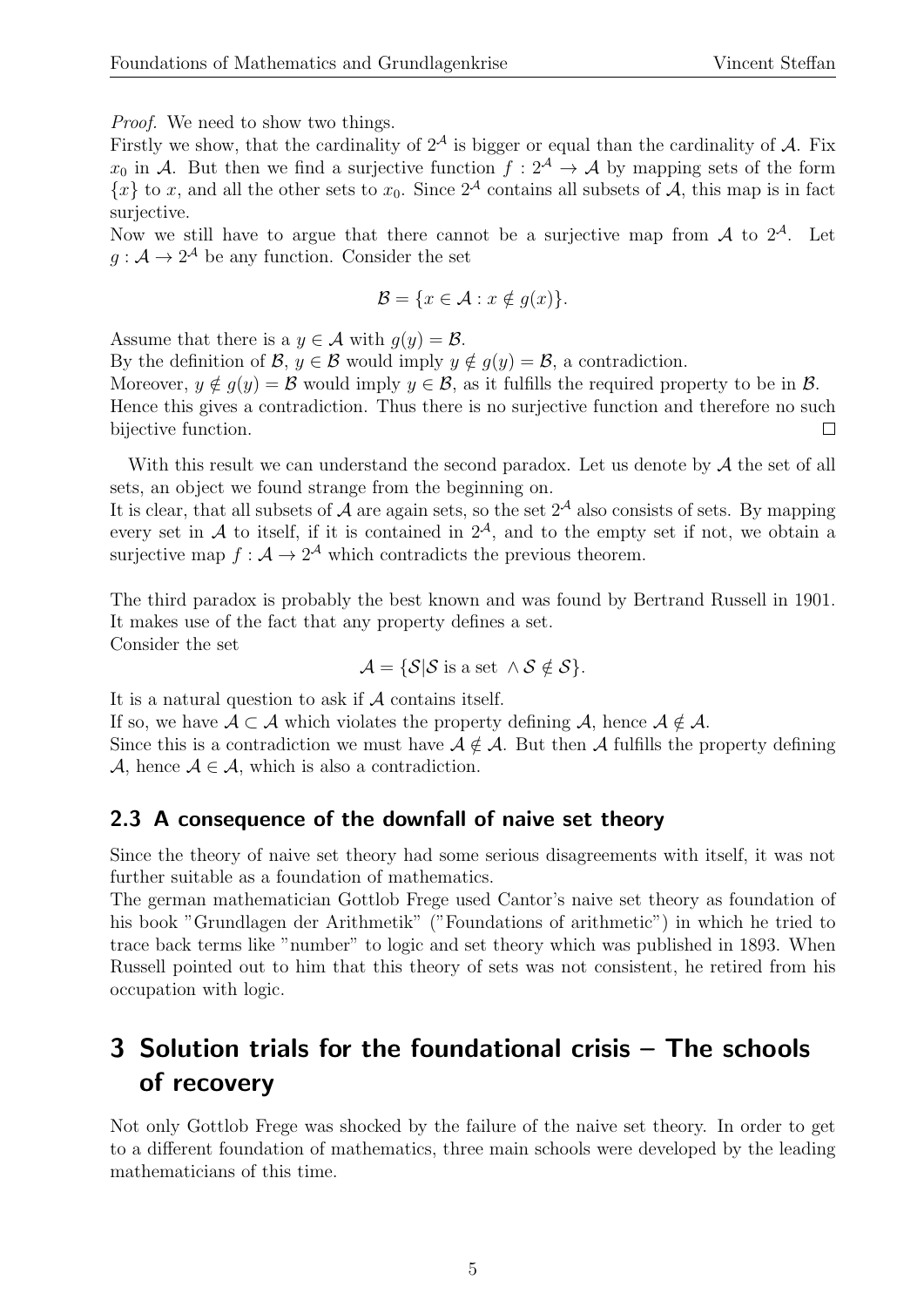*Proof.* We need to show two things.
Firstly we show, that the cardinality of $2^{\mathcal{A}}$ is bigger or equal than the cardinality of $\mathcal{A}$. Fix $x_0$ in $\mathcal{A}$. But then we find a surjective function $f : 2^{\mathcal{A}} \to \mathcal{A}$ by mapping sets of the form $\{x\}$ to $x$, and all the other sets to $x_0$. Since $2^{\mathcal{A}}$ contains all subsets of $\mathcal{A}$, this map is in fact surjective.
Now we still have to argue that there cannot be a surjective map from $\mathcal{A}$ to $2^{\mathcal{A}}$. Let $g : \mathcal{A} \to 2^{\mathcal{A}}$ be any function. Consider the set

$$\mathcal{B} = \{x \in \mathcal{A} : x \notin g(x)\}.$$

Assume that there is a $y \in \mathcal{A}$ with $g(y) = \mathcal{B}$.
By the definition of $\mathcal{B}$, $y \in \mathcal{B}$ would imply $y \notin g(y) = \mathcal{B}$, a contradiction.
Moreover, $y \notin g(y) = \mathcal{B}$ would imply $y \in \mathcal{B}$, as it fulfills the required property to be in $\mathcal{B}$.
Hence this gives a contradiction. Thus there is no surjective function and therefore no such bijective function. □

With this result we can understand the second paradox. Let us denote by $\mathcal{A}$ the set of all sets, an object we found strange from the beginning on.
It is clear, that all subsets of $\mathcal{A}$ are again sets, so the set $2^{\mathcal{A}}$ also consists of sets. By mapping every set in $\mathcal{A}$ to itself, if it is contained in $2^{\mathcal{A}}$, and to the empty set if not, we obtain a surjective map $f : \mathcal{A} \to 2^{\mathcal{A}}$ which contradicts the previous theorem.

The third paradox is probably the best known and was found by Bertrand Russell in 1901. It makes use of the fact that any property defines a set.
Consider the set

$$\mathcal{A} = \{\mathcal{S} | \mathcal{S} \text{ is a set } \wedge \mathcal{S} \notin \mathcal{S}\}.$$

It is a natural question to ask if $\mathcal{A}$ contains itself.
If so, we have $\mathcal{A} \subset \mathcal{A}$ which violates the property defining $\mathcal{A}$, hence $\mathcal{A} \notin \mathcal{A}$.
Since this is a contradiction we must have $\mathcal{A} \notin \mathcal{A}$. But then $\mathcal{A}$ fulfills the property defining $\mathcal{A}$, hence $\mathcal{A} \in \mathcal{A}$, which is also a contradiction.

## 2.3 A consequence of the downfall of naive set theory

Since the theory of naive set theory had some serious disagreements with itself, it was not further suitable as a foundation of mathematics.
The german mathematician Gottlob Frege used Cantor's naive set theory as foundation of his book "Grundlagen der Arithmetik" ("Foundations of arithmetic") in which he tried to trace back terms like "number" to logic and set theory which was published in 1893. When Russell pointed out to him that this theory of sets was not consistent, he retired from his occupation with logic.

# 3 Solution trials for the foundational crisis – The schools of recovery

Not only Gottlob Frege was shocked by the failure of the naive set theory. In order to get to a different foundation of mathematics, three main schools were developed by the leading mathematicians of this time.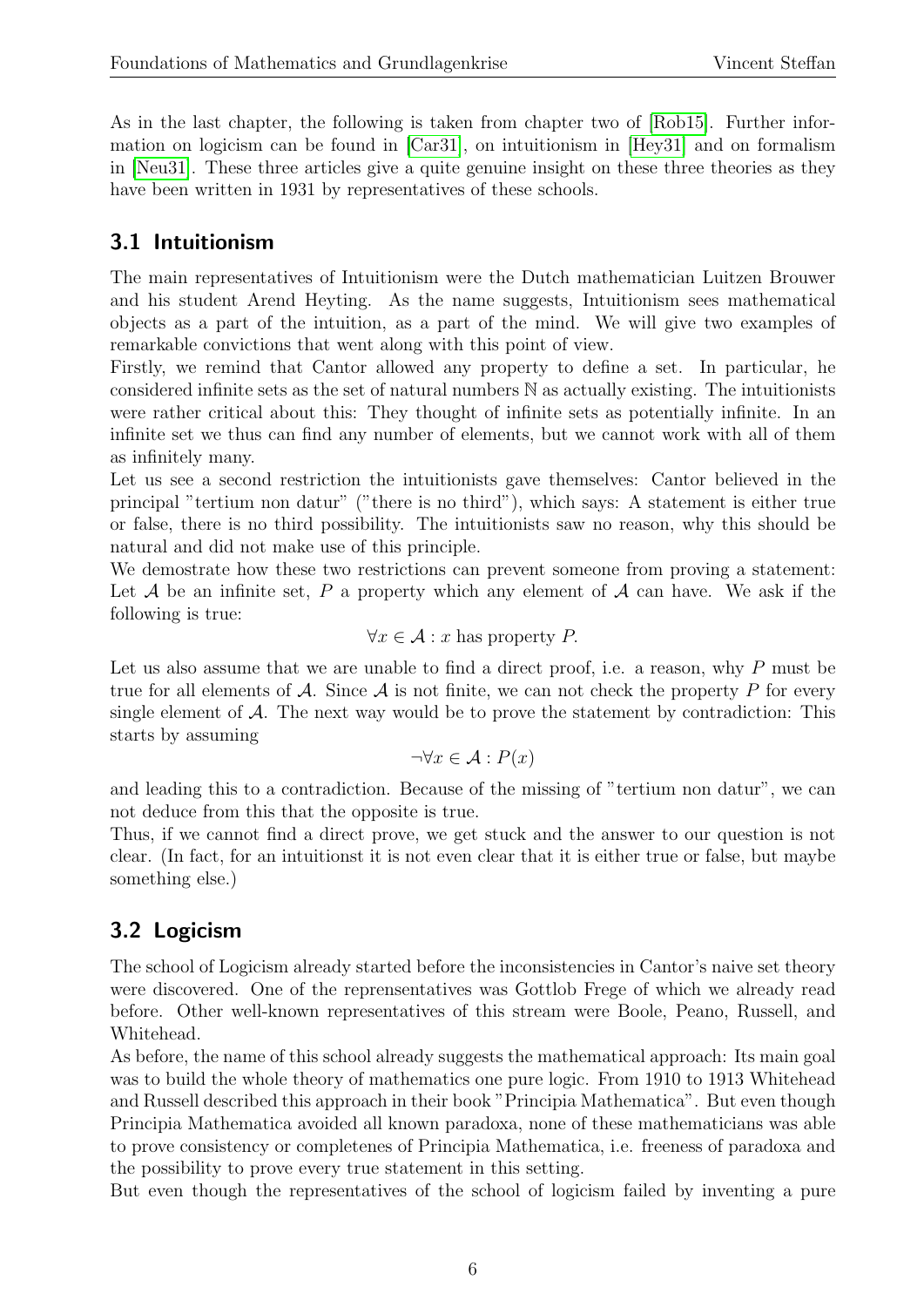As in the last chapter, the following is taken from chapter two of [Rob15]. Further information on logicism can be found in [Car31], on intuitionism in [Hey31] and on formalism in [Neu31]. These three articles give a quite genuine insight on these three theories as they have been written in 1931 by representatives of these schools.

## 3.1 Intuitionism

The main representatives of Intuitionism were the Dutch mathematician Luitzen Brouwer and his student Arend Heyting. As the name suggests, Intuitionism sees mathematical objects as a part of the intuition, as a part of the mind. We will give two examples of remarkable convictions that went along with this point of view.

Firstly, we remind that Cantor allowed any property to define a set. In particular, he considered infinite sets as the set of natural numbers $\mathbb{N}$ as actually existing. The intuitionists were rather critical about this: They thought of infinite sets as potentially infinite. In an infinite set we thus can find any number of elements, but we cannot work with all of them as infinitely many.

Let us see a second restriction the intuitionists gave themselves: Cantor believed in the principal "tertium non datur" ("there is no third"), which says: A statement is either true or false, there is no third possibility. The intuitionists saw no reason, why this should be natural and did not make use of this principle.

We demostrate how these two restrictions can prevent someone from proving a statement: Let $\mathcal{A}$ be an infinite set, $P$ a property which any element of $\mathcal{A}$ can have. We ask if the following is true:

$$\forall x \in \mathcal{A} : x \text{ has property } P.$$

Let us also assume that we are unable to find a direct proof, i.e. a reason, why $P$ must be true for all elements of $\mathcal{A}$. Since $\mathcal{A}$ is not finite, we can not check the property $P$ for every single element of $\mathcal{A}$. The next way would be to prove the statement by contradiction: This starts by assuming

$$\neg \forall x \in \mathcal{A} : P(x)$$

and leading this to a contradiction. Because of the missing of "tertium non datur", we can not deduce from this that the opposite is true.

Thus, if we cannot find a direct prove, we get stuck and the answer to our question is not clear. (In fact, for an intuitionst it is not even clear that it is either true or false, but maybe something else.)

## 3.2 Logicism

The school of Logicism already started before the inconsistencies in Cantor's naive set theory were discovered. One of the reprensentatives was Gottlob Frege of which we already read before. Other well-known representatives of this stream were Boole, Peano, Russell, and Whitehead.

As before, the name of this school already suggests the mathematical approach: Its main goal was to build the whole theory of mathematics one pure logic. From 1910 to 1913 Whitehead and Russell described this approach in their book "Principia Mathematica". But even though Principia Mathematica avoided all known paradoxa, none of these mathematicians was able to prove consistency or completenes of Principia Mathematica, i.e. freeness of paradoxa and the possibility to prove every true statement in this setting.

But even though the representatives of the school of logicism failed by inventing a pure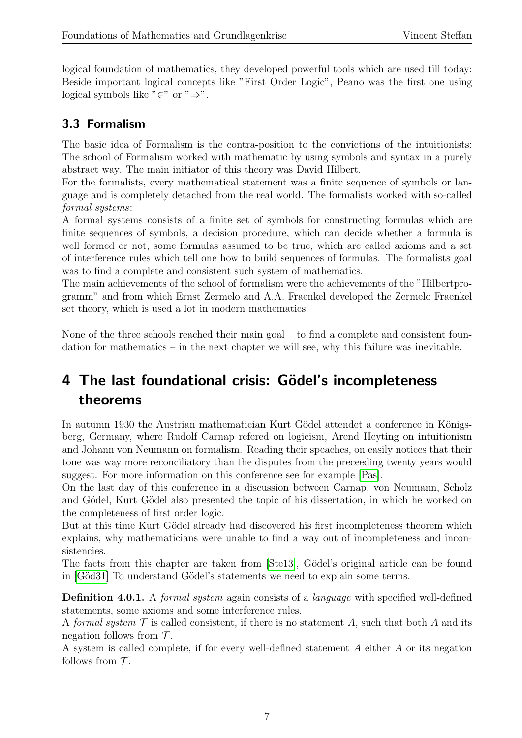logical foundation of mathematics, they developed powerful tools which are used till today: Beside important logical concepts like "First Order Logic", Peano was the first one using logical symbols like "$\in$" or "$\Rightarrow$".

### 3.3 Formalism

The basic idea of Formalism is the contra-position to the convictions of the intuitionists: The school of Formalism worked with mathematic by using symbols and syntax in a purely abstract way. The main initiator of this theory was David Hilbert.

For the formalists, every mathematical statement was a finite sequence of symbols or language and is completely detached from the real world. The formalists worked with so-called *formal systems*:

A formal systems consists of a finite set of symbols for constructing formulas which are finite sequences of symbols, a decision procedure, which can decide whether a formula is well formed or not, some formulas assumed to be true, which are called axioms and a set of interference rules which tell one how to build sequences of formulas. The formalists goal was to find a complete and consistent such system of mathematics.

The main achievements of the school of formalism were the achievements of the "Hilbertprogramm" and from which Ernst Zermelo and A.A. Fraenkel developed the Zermelo Fraenkel set theory, which is used a lot in modern mathematics.

None of the three schools reached their main goal – to find a complete and consistent foundation for mathematics – in the next chapter we will see, why this failure was inevitable.

## 4 The last foundational crisis: Gödel's incompleteness theorems

In autumn 1930 the Austrian mathematician Kurt Gödel attendet a conference in Königsberg, Germany, where Rudolf Carnap refered on logicism, Arend Heyting on intuitionism and Johann von Neumann on formalism. Reading their speaches, on easily notices that their tone was way more reconciliatory than the disputes from the preceeding twenty years would suggest. For more information on this conference see for example [Pas].

On the last day of this conference in a discussion between Carnap, von Neumann, Scholz and Gödel, Kurt Gödel also presented the topic of his dissertation, in which he worked on the completeness of first order logic.

But at this time Kurt Gödel already had discovered his first incompleteness theorem which explains, why mathematicians were unable to find a way out of incompleteness and inconsistencies.

The facts from this chapter are taken from [Ste13], Gödel's original article can be found in [Göd31] To understand Gödel's statements we need to explain some terms.

**Definition 4.0.1.** A *formal system* again consists of a *language* with specified well-defined statements, some axioms and some interference rules.

A *formal system* $\mathcal{T}$ is called consistent, if there is no statement $A$, such that both $A$ and its negation follows from $\mathcal{T}$.

A system is called complete, if for every well-defined statement $A$ either $A$ or its negation follows from $\mathcal{T}$.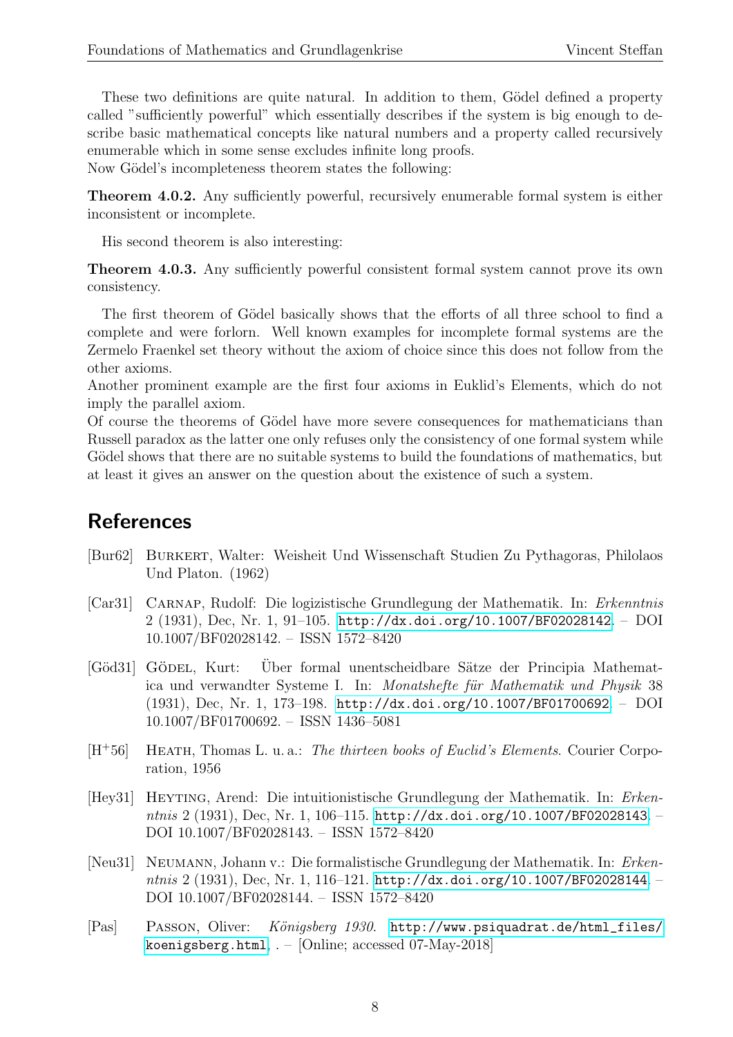These two definitions are quite natural. In addition to them, Gödel defined a property called "sufficiently powerful" which essentially describes if the system is big enough to describe basic mathematical concepts like natural numbers and a property called recursively enumerable which in some sense excludes infinite long proofs.
Now Gödel's incompleteness theorem states the following:

**Theorem 4.0.2.** Any sufficiently powerful, recursively enumerable formal system is either inconsistent or incomplete.

His second theorem is also interesting:

**Theorem 4.0.3.** Any sufficiently powerful consistent formal system cannot prove its own consistency.

The first theorem of Gödel basically shows that the efforts of all three school to find a complete and were forlorn. Well known examples for incomplete formal systems are the Zermelo Fraenkel set theory without the axiom of choice since this does not follow from the other axioms.
Another prominent example are the first four axioms in Euklid's Elements, which do not imply the parallel axiom.
Of course the theorems of Gödel have more severe consequences for mathematicians than Russell paradox as the latter one only refuses only the consistency of one formal system while Gödel shows that there are no suitable systems to build the foundations of mathematics, but at least it gives an answer on the question about the existence of such a system.

## References

[Bur62] Burkert, Walter: Weisheit Und Wissenschaft Studien Zu Pythagoras, Philolaos Und Platon. (1962)

[Car31] Carnap, Rudolf: Die logizistische Grundlegung der Mathematik. In: *Erkenntnis* 2 (1931), Dec, Nr. 1, 91–105. http://dx.doi.org/10.1007/BF02028142. – DOI 10.1007/BF02028142. – ISSN 1572–8420

[Göd31] Gödel, Kurt: Über formal unentscheidbare Sätze der Principia Mathematica und verwandter Systeme I. In: *Monatshefte für Mathematik und Physik* 38 (1931), Dec, Nr. 1, 173–198. http://dx.doi.org/10.1007/BF01700692. – DOI 10.1007/BF01700692. – ISSN 1436–5081

[H+56] Heath, Thomas L. u. a.: *The thirteen books of Euclid's Elements*. Courier Corporation, 1956

[Hey31] Heyting, Arend: Die intuitionistische Grundlegung der Mathematik. In: *Erkenntnis* 2 (1931), Dec, Nr. 1, 106–115. http://dx.doi.org/10.1007/BF02028143. – DOI 10.1007/BF02028143. – ISSN 1572–8420

[Neu31] Neumann, Johann v.: Die formalistische Grundlegung der Mathematik. In: *Erkenntnis* 2 (1931), Dec, Nr. 1, 116–121. http://dx.doi.org/10.1007/BF02028144. – DOI 10.1007/BF02028144. – ISSN 1572–8420

[Pas] Passon, Oliver: *Königsberg 1930*. http://www.psiquadrat.de/html_files/koenigsberg.html. . – [Online; accessed 07-May-2018]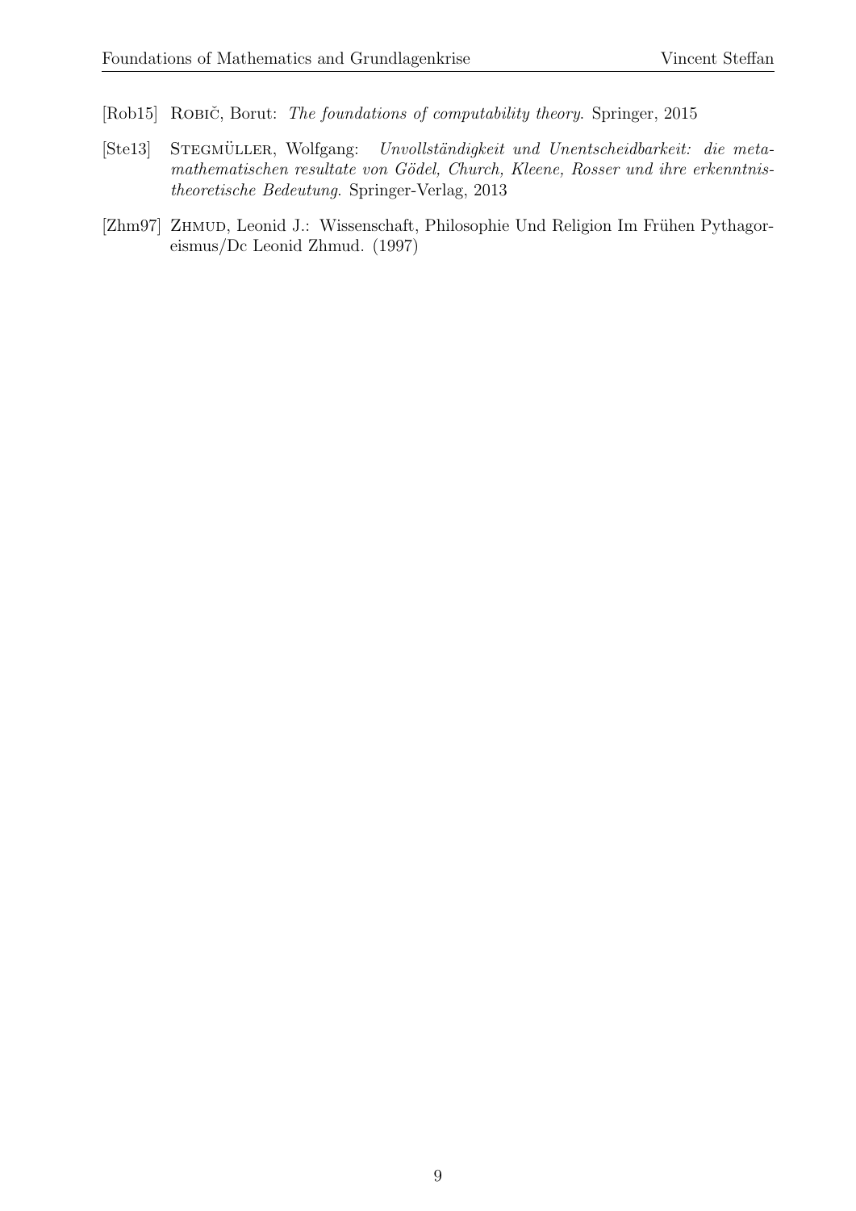[Rob15] Robič, Borut: *The foundations of computability theory*. Springer, 2015

[Ste13] Stegmüller, Wolfgang: *Unvollständigkeit und Unentscheidbarkeit: die metamathematischen resultate von Gödel, Church, Kleene, Rosser und ihre erkenntnistheoretische Bedeutung*. Springer-Verlag, 2013

[Zhm97] Zhmud, Leonid J.: Wissenschaft, Philosophie Und Religion Im Frühen Pythagoreismus/Dc Leonid Zhmud. (1997)